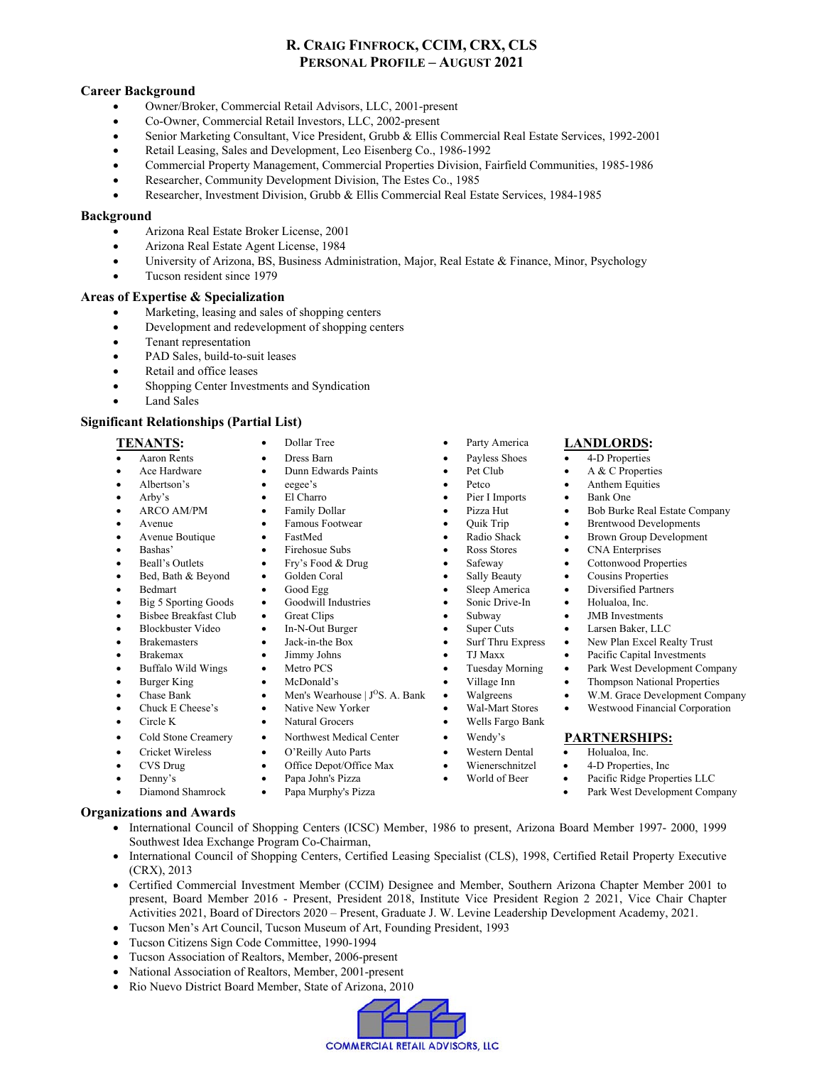# R. Craig Finfrock, CCIM, CRX, CLS
## Personal Profile – August 2021

### Career Background

- Owner/Broker, Commercial Retail Advisors, LLC, 2001-present
- Co-Owner, Commercial Retail Investors, LLC, 2002-present
- Senior Marketing Consultant, Vice President, Grubb & Ellis Commercial Real Estate Services, 1992-2001
- Retail Leasing, Sales and Development, Leo Eisenberg Co., 1986-1992
- Commercial Property Management, Commercial Properties Division, Fairfield Communities, 1985-1986
- Researcher, Community Development Division, The Estes Co., 1985
- Researcher, Investment Division, Grubb & Ellis Commercial Real Estate Services, 1984-1985

### Background

- Arizona Real Estate Broker License, 2001
- Arizona Real Estate Agent License, 1984
- University of Arizona, BS, Business Administration, Major, Real Estate & Finance, Minor, Psychology
- Tucson resident since 1979

### Areas of Expertise & Specialization

- Marketing, leasing and sales of shopping centers
- Development and redevelopment of shopping centers
- Tenant representation
- PAD Sales, build-to-suit leases
- Retail and office leases
- Shopping Center Investments and Syndication
- Land Sales

### Significant Relationships (Partial List)

**TENANTS:**

- Aaron Rents
- Ace Hardware
- Albertson's
- Arby's
- ARCO AM/PM
- Avenue
- Avenue Boutique
- Bashas'
- Beall's Outlets
- Bed, Bath & Beyond
- Bedmart
- Big 5 Sporting Goods
- Bisbee Breakfast Club
- Blockbuster Video
- Brakemasters
- Brakemax
- Buffalo Wild Wings
- Burger King
- Chase Bank
- Chuck E Cheese's
- Circle K
- Cold Stone Creamery
- Cricket Wireless
- CVS Drug
- Denny's
- Diamond Shamrock
- Dollar Tree
- Dress Barn
- Dunn Edwards Paints
- eegee's
- El Charro
- Family Dollar
- Famous Footwear
- FastMed
- Firehouse Subs
- Fry's Food & Drug
- Golden Coral
- Good Egg
- Goodwill Industries
- Great Clips
- In-N-Out Burger
- Jack-in-the Box
- Jimmy Johns
- Metro PCS
- McDonald's
- Men's Wearhouse | J[O]S. A. Bank
- Native New Yorker
- Natural Grocers
- Northwest Medical Center
- O'Reilly Auto Parts
- Office Depot/Office Max
- Papa John's Pizza
- Papa Murphy's Pizza
- Party America
- Payless Shoes
- Pet Club
- Petco
- Pier I Imports
- Pizza Hut
- Quik Trip
- Radio Shack
- Ross Stores
- Safeway
- Sally Beauty
- Sleep America
- Sonic Drive-In
- Subway
- Super Cuts
- Surf Thru Express
- TJ Maxx
- Tuesday Morning
- Village Inn
- Walgreens
- Wal-Mart Stores
- Wells Fargo Bank
- Wendy's
- Western Dental
- Wienerschnitzel
- World of Beer

**LANDLORDS:**

- 4-D Properties
- A & C Properties
- Anthem Equities
- Bank One
- Bob Burke Real Estate Company
- Brentwood Developments
- Brown Group Development
- CNA Enterprises
- Cottonwood Properties
- Cousins Properties
- Diversified Partners
- Holualoa, Inc.
- JMB Investments
- Larsen Baker, LLC
- New Plan Excel Realty Trust
- Pacific Capital Investments
- Park West Development Company
- Thompson National Properties
- W.M. Grace Development Company
- Westwood Financial Corporation

**PARTNERSHIPS:**

- Holualoa, Inc.
- 4-D Properties, Inc
- Pacific Ridge Properties LLC
- Park West Development Company

### Organizations and Awards

- International Council of Shopping Centers (ICSC) Member, 1986 to present, Arizona Board Member 1997- 2000, 1999 Southwest Idea Exchange Program Co-Chairman,
- International Council of Shopping Centers, Certified Leasing Specialist (CLS), 1998, Certified Retail Property Executive (CRX), 2013
- Certified Commercial Investment Member (CCIM) Designee and Member, Southern Arizona Chapter Member 2001 to present, Board Member 2016 - Present, President 2018, Institute Vice President Region 2 2021, Vice Chair Chapter Activities 2021, Board of Directors 2020 – Present, Graduate J. W. Levine Leadership Development Academy, 2021.
- Tucson Men's Art Council, Tucson Museum of Art, Founding President, 1993
- Tucson Citizens Sign Code Committee, 1990-1994
- Tucson Association of Realtors, Member, 2006-present
- National Association of Realtors, Member, 2001-present
- Rio Nuevo District Board Member, State of Arizona, 2010

COMMERCIAL RETAIL ADVISORS, LLC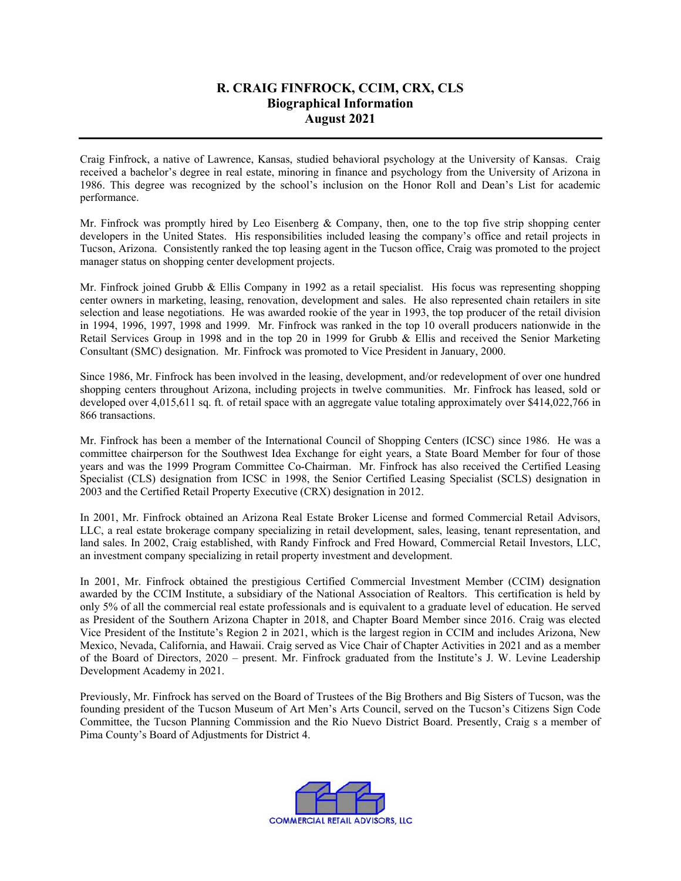# R. CRAIG FINFROCK, CCIM, CRX, CLS
## Biographical Information
## August 2021

Craig Finfrock, a native of Lawrence, Kansas, studied behavioral psychology at the University of Kansas. Craig received a bachelor's degree in real estate, minoring in finance and psychology from the University of Arizona in 1986. This degree was recognized by the school's inclusion on the Honor Roll and Dean's List for academic performance.

Mr. Finfrock was promptly hired by Leo Eisenberg & Company, then, one to the top five strip shopping center developers in the United States. His responsibilities included leasing the company's office and retail projects in Tucson, Arizona. Consistently ranked the top leasing agent in the Tucson office, Craig was promoted to the project manager status on shopping center development projects.

Mr. Finfrock joined Grubb & Ellis Company in 1992 as a retail specialist. His focus was representing shopping center owners in marketing, leasing, renovation, development and sales. He also represented chain retailers in site selection and lease negotiations. He was awarded rookie of the year in 1993, the top producer of the retail division in 1994, 1996, 1997, 1998 and 1999. Mr. Finfrock was ranked in the top 10 overall producers nationwide in the Retail Services Group in 1998 and in the top 20 in 1999 for Grubb & Ellis and received the Senior Marketing Consultant (SMC) designation. Mr. Finfrock was promoted to Vice President in January, 2000.

Since 1986, Mr. Finfrock has been involved in the leasing, development, and/or redevelopment of over one hundred shopping centers throughout Arizona, including projects in twelve communities. Mr. Finfrock has leased, sold or developed over 4,015,611 sq. ft. of retail space with an aggregate value totaling approximately over $414,022,766 in 866 transactions.

Mr. Finfrock has been a member of the International Council of Shopping Centers (ICSC) since 1986. He was a committee chairperson for the Southwest Idea Exchange for eight years, a State Board Member for four of those years and was the 1999 Program Committee Co-Chairman. Mr. Finfrock has also received the Certified Leasing Specialist (CLS) designation from ICSC in 1998, the Senior Certified Leasing Specialist (SCLS) designation in 2003 and the Certified Retail Property Executive (CRX) designation in 2012.

In 2001, Mr. Finfrock obtained an Arizona Real Estate Broker License and formed Commercial Retail Advisors, LLC, a real estate brokerage company specializing in retail development, sales, leasing, tenant representation, and land sales. In 2002, Craig established, with Randy Finfrock and Fred Howard, Commercial Retail Investors, LLC, an investment company specializing in retail property investment and development.

In 2001, Mr. Finfrock obtained the prestigious Certified Commercial Investment Member (CCIM) designation awarded by the CCIM Institute, a subsidiary of the National Association of Realtors. This certification is held by only 5% of all the commercial real estate professionals and is equivalent to a graduate level of education. He served as President of the Southern Arizona Chapter in 2018, and Chapter Board Member since 2016. Craig was elected Vice President of the Institute's Region 2 in 2021, which is the largest region in CCIM and includes Arizona, New Mexico, Nevada, California, and Hawaii. Craig served as Vice Chair of Chapter Activities in 2021 and as a member of the Board of Directors, 2020 – present. Mr. Finfrock graduated from the Institute's J. W. Levine Leadership Development Academy in 2021.

Previously, Mr. Finfrock has served on the Board of Trustees of the Big Brothers and Big Sisters of Tucson, was the founding president of the Tucson Museum of Art Men's Arts Council, served on the Tucson's Citizens Sign Code Committee, the Tucson Planning Commission and the Rio Nuevo District Board. Presently, Craig s a member of Pima County's Board of Adjustments for District 4.

COMMERCIAL RETAIL ADVISORS, LLC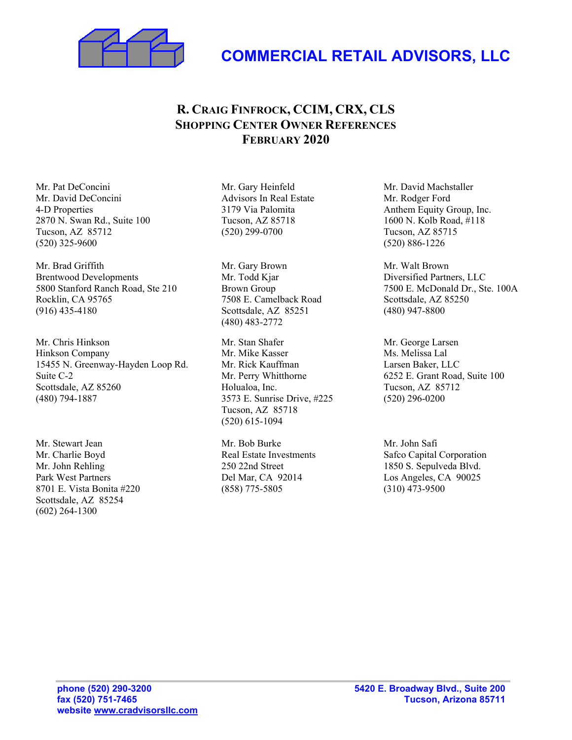# COMMERCIAL RETAIL ADVISORS, LLC

## R. Craig Finfrock, CCIM, CRX, CLS
## Shopping Center Owner References
## February 2020

Mr. Pat DeConcini
Mr. David DeConcini
4-D Properties
2870 N. Swan Rd., Suite 100
Tucson, AZ 85712
(520) 325-9600

Mr. Gary Heinfeld
Advisors In Real Estate
3179 Via Palomita
Tucson, AZ 85718
(520) 299-0700

Mr. David Machstaller
Mr. Rodger Ford
Anthem Equity Group, Inc.
1600 N. Kolb Road, #118
Tucson, AZ 85715
(520) 886-1226

Mr. Brad Griffith
Brentwood Developments
5800 Stanford Ranch Road, Ste 210
Rocklin, CA 95765
(916) 435-4180

Mr. Gary Brown
Mr. Todd Kjar
Brown Group
7508 E. Camelback Road
Scottsdale, AZ 85251
(480) 483-2772

Mr. Walt Brown
Diversified Partners, LLC
7500 E. McDonald Dr., Ste. 100A
Scottsdale, AZ 85250
(480) 947-8800

Mr. Chris Hinkson
Hinkson Company
15455 N. Greenway-Hayden Loop Rd.
Suite C-2
Scottsdale, AZ 85260
(480) 794-1887

Mr. Stan Shafer
Mr. Mike Kasser
Mr. Rick Kauffman
Mr. Perry Whitthorne
Holualoa, Inc.
3573 E. Sunrise Drive, #225
Tucson, AZ 85718
(520) 615-1094

Mr. George Larsen
Ms. Melissa Lal
Larsen Baker, LLC
6252 E. Grant Road, Suite 100
Tucson, AZ 85712
(520) 296-0200

Mr. Stewart Jean
Mr. Charlie Boyd
Mr. John Rehling
Park West Partners
8701 E. Vista Bonita #220
Scottsdale, AZ 85254
(602) 264-1300

Mr. Bob Burke
Real Estate Investments
250 22nd Street
Del Mar, CA 92014
(858) 775-5805

Mr. John Safi
Safco Capital Corporation
1850 S. Sepulveda Blvd.
Los Angeles, CA 90025
(310) 473-9500

phone (520) 290-3200
fax (520) 751-7465
website www.cradvisorsllc.com

5420 E. Broadway Blvd., Suite 200
Tucson, Arizona 85711